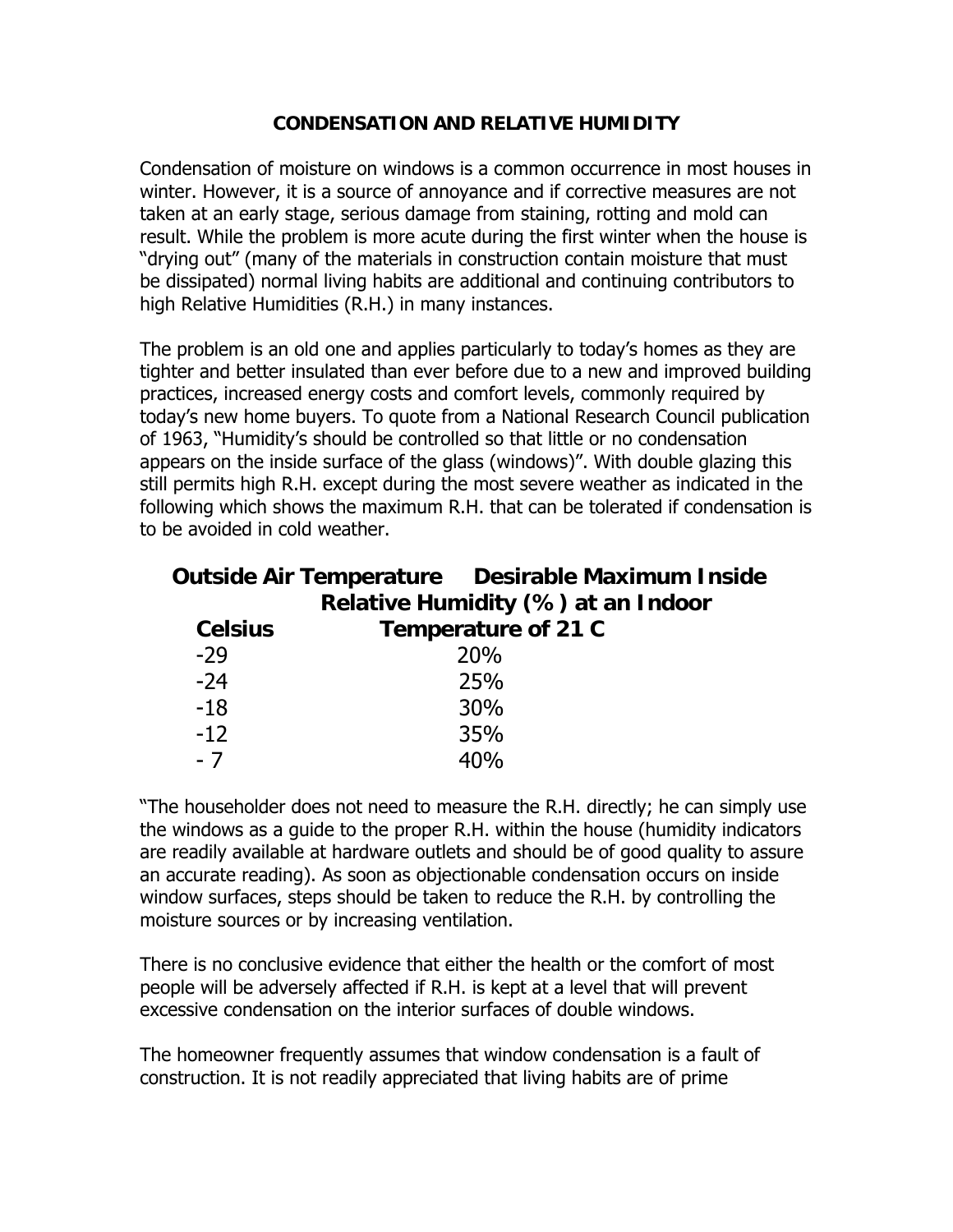# CONDENSATION AND RELATIVE HUMIDITY

Condensation of moisture on windows is a common occurrence in most houses in winter. However, it is a source of annoyance and if corrective measures are not taken at an early stage, serious damage from staining, rotting and mold can result. While the problem is more acute during the first winter when the house is "drying out" (many of the materials in construction contain moisture that must be dissipated) normal living habits are additional and continuing contributors to high Relative Humidities (R.H.) in many instances.

The problem is an old one and applies particularly to today's homes as they are tighter and better insulated than ever before due to a new and improved building practices, increased energy costs and comfort levels, commonly required by today's new home buyers. To quote from a National Research Council publication of 1963, "Humidity's should be controlled so that little or no condensation appears on the inside surface of the glass (windows)". With double glazing this still permits high R.H. except during the most severe weather as indicated in the following which shows the maximum R.H. that can be tolerated if condensation is to be avoided in cold weather.

| Outside Air Temperature Celsius | Desirable Maximum Inside Relative Humidity (%) at an Indoor Temperature of 21 C |
|---|---|
| -29 | 20% |
| -24 | 25% |
| -18 | 30% |
| -12 | 35% |
| - 7 | 40% |

"The householder does not need to measure the R.H. directly; he can simply use the windows as a guide to the proper R.H. within the house (humidity indicators are readily available at hardware outlets and should be of good quality to assure an accurate reading). As soon as objectionable condensation occurs on inside window surfaces, steps should be taken to reduce the R.H. by controlling the moisture sources or by increasing ventilation.

There is no conclusive evidence that either the health or the comfort of most people will be adversely affected if R.H. is kept at a level that will prevent excessive condensation on the interior surfaces of double windows.

The homeowner frequently assumes that window condensation is a fault of construction. It is not readily appreciated that living habits are of prime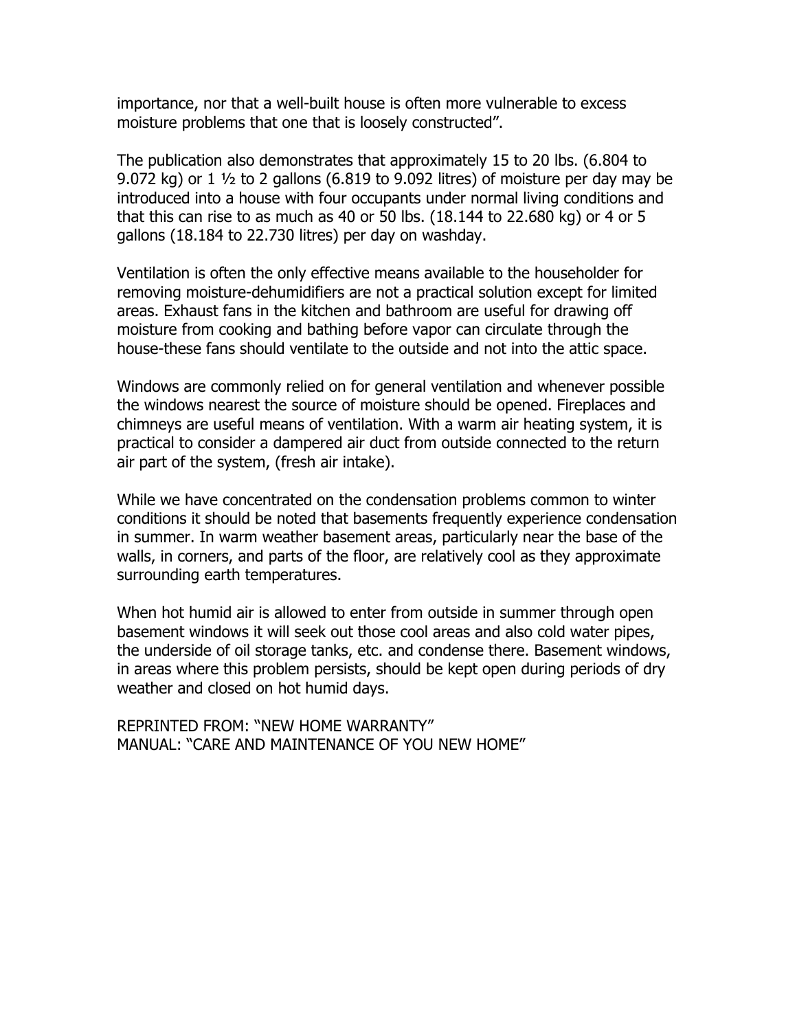importance, nor that a well-built house is often more vulnerable to excess moisture problems that one that is loosely constructed".

The publication also demonstrates that approximately 15 to 20 lbs. (6.804 to 9.072 kg) or 1 ½ to 2 gallons (6.819 to 9.092 litres) of moisture per day may be introduced into a house with four occupants under normal living conditions and that this can rise to as much as 40 or 50 lbs. (18.144 to 22.680 kg) or 4 or 5 gallons (18.184 to 22.730 litres) per day on washday.

Ventilation is often the only effective means available to the householder for removing moisture-dehumidifiers are not a practical solution except for limited areas. Exhaust fans in the kitchen and bathroom are useful for drawing off moisture from cooking and bathing before vapor can circulate through the house-these fans should ventilate to the outside and not into the attic space.

Windows are commonly relied on for general ventilation and whenever possible the windows nearest the source of moisture should be opened. Fireplaces and chimneys are useful means of ventilation. With a warm air heating system, it is practical to consider a dampered air duct from outside connected to the return air part of the system, (fresh air intake).

While we have concentrated on the condensation problems common to winter conditions it should be noted that basements frequently experience condensation in summer. In warm weather basement areas, particularly near the base of the walls, in corners, and parts of the floor, are relatively cool as they approximate surrounding earth temperatures.

When hot humid air is allowed to enter from outside in summer through open basement windows it will seek out those cool areas and also cold water pipes, the underside of oil storage tanks, etc. and condense there. Basement windows, in areas where this problem persists, should be kept open during periods of dry weather and closed on hot humid days.

REPRINTED FROM: "NEW HOME WARRANTY"
MANUAL: "CARE AND MAINTENANCE OF YOU NEW HOME"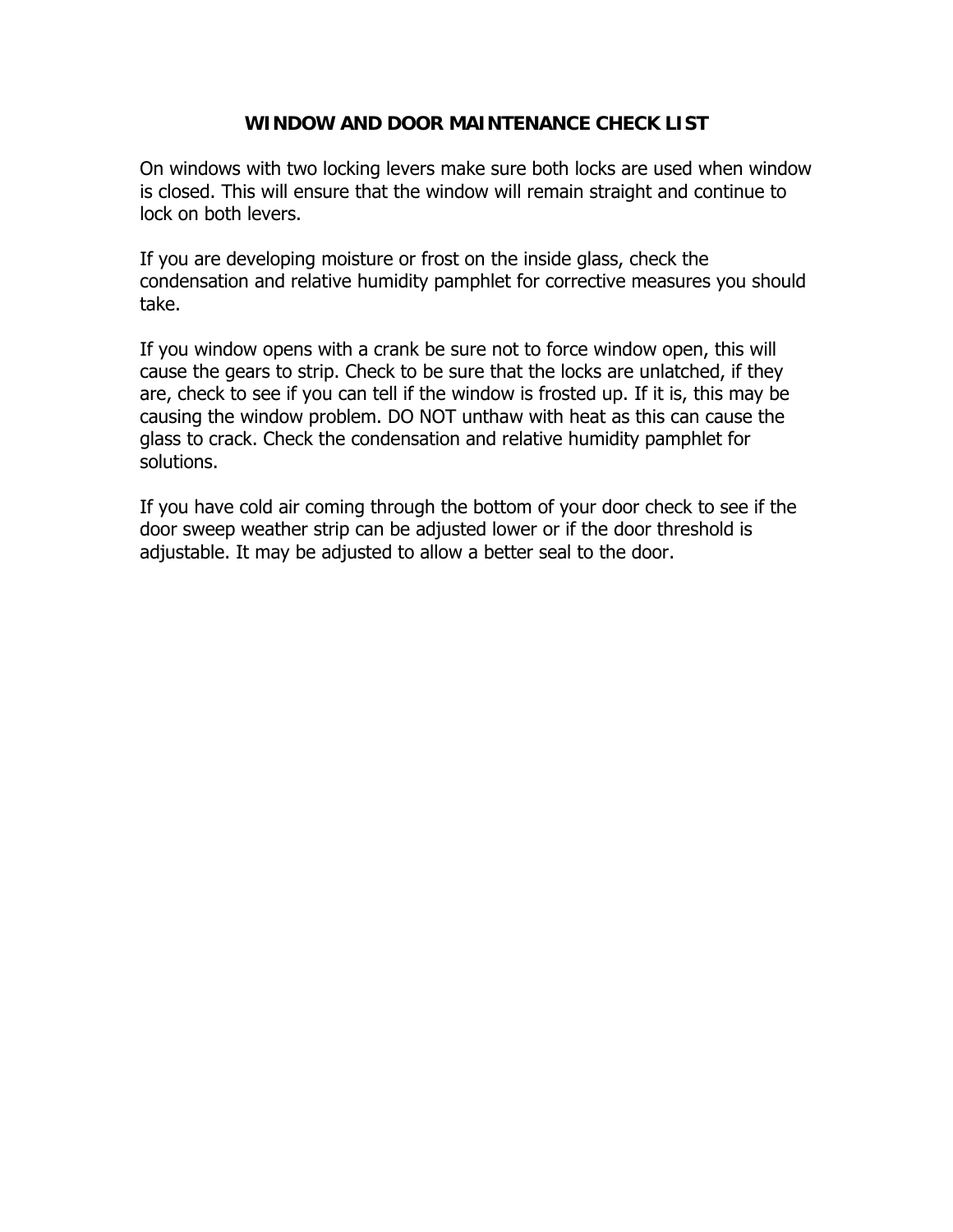# WINDOW AND DOOR MAINTENANCE CHECK LIST

On windows with two locking levers make sure both locks are used when window is closed. This will ensure that the window will remain straight and continue to lock on both levers.

If you are developing moisture or frost on the inside glass, check the condensation and relative humidity pamphlet for corrective measures you should take.

If you window opens with a crank be sure not to force window open, this will cause the gears to strip. Check to be sure that the locks are unlatched, if they are, check to see if you can tell if the window is frosted up. If it is, this may be causing the window problem. DO NOT unthaw with heat as this can cause the glass to crack. Check the condensation and relative humidity pamphlet for solutions.

If you have cold air coming through the bottom of your door check to see if the door sweep weather strip can be adjusted lower or if the door threshold is adjustable. It may be adjusted to allow a better seal to the door.